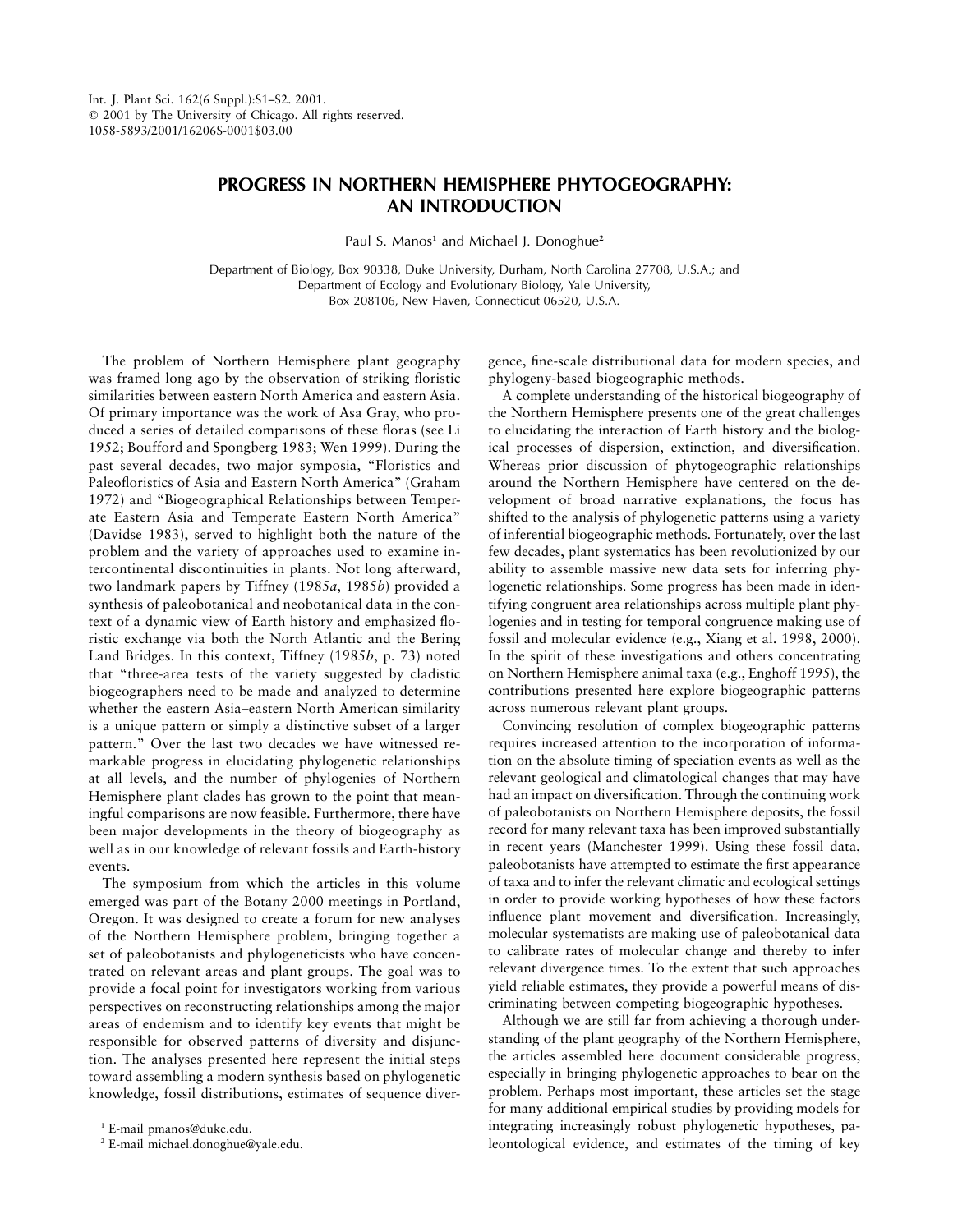# PROGRESS IN NORTHERN HEMISPHERE PHYTOGEOGRAPHY: AN INTRODUCTION

Paul S. Manos[1] and Michael J. Donoghue[2]

Department of Biology, Box 90338, Duke University, Durham, North Carolina 27708, U.S.A.; and Department of Ecology and Evolutionary Biology, Yale University, Box 208106, New Haven, Connecticut 06520, U.S.A.

The problem of Northern Hemisphere plant geography was framed long ago by the observation of striking floristic similarities between eastern North America and eastern Asia. Of primary importance was the work of Asa Gray, who produced a series of detailed comparisons of these floras (see Li 1952; Boufford and Spongberg 1983; Wen 1999). During the past several decades, two major symposia, "Floristics and Paleofloristics of Asia and Eastern North America" (Graham 1972) and "Biogeographical Relationships between Temperate Eastern Asia and Temperate Eastern North America" (Davidse 1983), served to highlight both the nature of the problem and the variety of approaches used to examine intercontinental discontinuities in plants. Not long afterward, two landmark papers by Tiffney (1985*a*, 1985*b*) provided a synthesis of paleobotanical and neobotanical data in the context of a dynamic view of Earth history and emphasized floristic exchange via both the North Atlantic and the Bering Land Bridges. In this context, Tiffney (1985*b*, p. 73) noted that "three-area tests of the variety suggested by cladistic biogeographers need to be made and analyzed to determine whether the eastern Asia–eastern North American similarity is a unique pattern or simply a distinctive subset of a larger pattern." Over the last two decades we have witnessed remarkable progress in elucidating phylogenetic relationships at all levels, and the number of phylogenies of Northern Hemisphere plant clades has grown to the point that meaningful comparisons are now feasible. Furthermore, there have been major developments in the theory of biogeography as well as in our knowledge of relevant fossils and Earth-history events.

The symposium from which the articles in this volume emerged was part of the Botany 2000 meetings in Portland, Oregon. It was designed to create a forum for new analyses of the Northern Hemisphere problem, bringing together a set of paleobotanists and phylogeneticists who have concentrated on relevant areas and plant groups. The goal was to provide a focal point for investigators working from various perspectives on reconstructing relationships among the major areas of endemism and to identify key events that might be responsible for observed patterns of diversity and disjunction. The analyses presented here represent the initial steps toward assembling a modern synthesis based on phylogenetic knowledge, fossil distributions, estimates of sequence divergence, fine-scale distributional data for modern species, and phylogeny-based biogeographic methods.

A complete understanding of the historical biogeography of the Northern Hemisphere presents one of the great challenges to elucidating the interaction of Earth history and the biological processes of dispersion, extinction, and diversification. Whereas prior discussion of phytogeographic relationships around the Northern Hemisphere have centered on the development of broad narrative explanations, the focus has shifted to the analysis of phylogenetic patterns using a variety of inferential biogeographic methods. Fortunately, over the last few decades, plant systematics has been revolutionized by our ability to assemble massive new data sets for inferring phylogenetic relationships. Some progress has been made in identifying congruent area relationships across multiple plant phylogenies and in testing for temporal congruence making use of fossil and molecular evidence (e.g., Xiang et al. 1998, 2000). In the spirit of these investigations and others concentrating on Northern Hemisphere animal taxa (e.g., Enghoff 1995), the contributions presented here explore biogeographic patterns across numerous relevant plant groups.

Convincing resolution of complex biogeographic patterns requires increased attention to the incorporation of information on the absolute timing of speciation events as well as the relevant geological and climatological changes that may have had an impact on diversification. Through the continuing work of paleobotanists on Northern Hemisphere deposits, the fossil record for many relevant taxa has been improved substantially in recent years (Manchester 1999). Using these fossil data, paleobotanists have attempted to estimate the first appearance of taxa and to infer the relevant climatic and ecological settings in order to provide working hypotheses of how these factors influence plant movement and diversification. Increasingly, molecular systematists are making use of paleobotanical data to calibrate rates of molecular change and thereby to infer relevant divergence times. To the extent that such approaches yield reliable estimates, they provide a powerful means of discriminating between competing biogeographic hypotheses.

Although we are still far from achieving a thorough understanding of the plant geography of the Northern Hemisphere, the articles assembled here document considerable progress, especially in bringing phylogenetic approaches to bear on the problem. Perhaps most important, these articles set the stage for many additional empirical studies by providing models for integrating increasingly robust phylogenetic hypotheses, paleontological evidence, and estimates of the timing of key

[1] E-mail pmanos@duke.edu.

[2] E-mail michael.donoghue@yale.edu.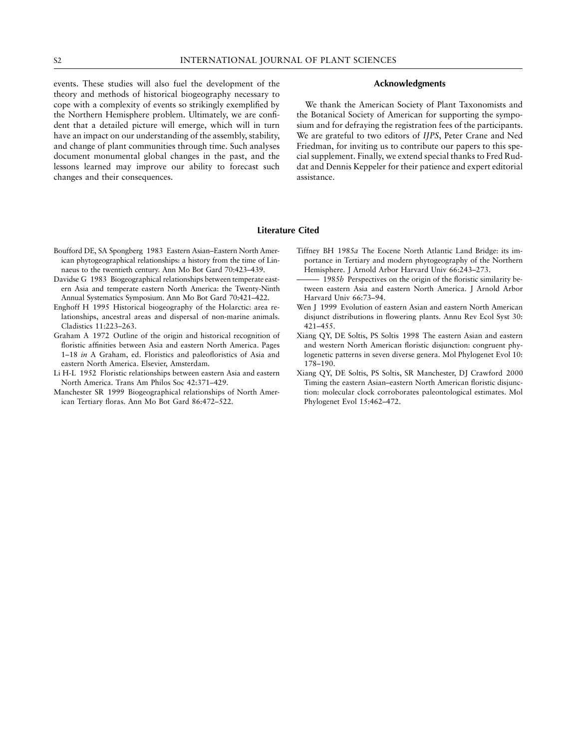events. These studies will also fuel the development of the theory and methods of historical biogeography necessary to cope with a complexity of events so strikingly exemplified by the Northern Hemisphere problem. Ultimately, we are confident that a detailed picture will emerge, which will in turn have an impact on our understanding of the assembly, stability, and change of plant communities through time. Such analyses document monumental global changes in the past, and the lessons learned may improve our ability to forecast such changes and their consequences.

## Acknowledgments

We thank the American Society of Plant Taxonomists and the Botanical Society of American for supporting the symposium and for defraying the registration fees of the participants. We are grateful to two editors of *IJPS*, Peter Crane and Ned Friedman, for inviting us to contribute our papers to this special supplement. Finally, we extend special thanks to Fred Ruddat and Dennis Keppeler for their patience and expert editorial assistance.

## Literature Cited

Boufford DE, SA Spongberg 1983 Eastern Asian–Eastern North American phytogeographical relationships: a history from the time of Linnaeus to the twentieth century. Ann Mo Bot Gard 70:423–439.

Davidse G 1983 Biogeographical relationships between temperate eastern Asia and temperate eastern North America: the Twenty-Ninth Annual Systematics Symposium. Ann Mo Bot Gard 70:421–422.

Enghoff H 1995 Historical biogeography of the Holarctic: area relationships, ancestral areas and dispersal of non-marine animals. Cladistics 11:223–263.

Graham A 1972 Outline of the origin and historical recognition of floristic affinities between Asia and eastern North America. Pages 1–18 *in* A Graham, ed. Floristics and paleofloristics of Asia and eastern North America. Elsevier, Amsterdam.

Li H-L 1952 Floristic relationships between eastern Asia and eastern North America. Trans Am Philos Soc 42:371–429.

Manchester SR 1999 Biogeographical relationships of North American Tertiary floras. Ann Mo Bot Gard 86:472–522.

Tiffney BH 1985*a* The Eocene North Atlantic Land Bridge: its importance in Tertiary and modern phytogeography of the Northern Hemisphere. J Arnold Arbor Harvard Univ 66:243–273.

——— 1985*b* Perspectives on the origin of the floristic similarity between eastern Asia and eastern North America. J Arnold Arbor Harvard Univ 66:73–94.

Wen J 1999 Evolution of eastern Asian and eastern North American disjunct distributions in flowering plants. Annu Rev Ecol Syst 30: 421–455.

Xiang QY, DE Soltis, PS Soltis 1998 The eastern Asian and eastern and western North American floristic disjunction: congruent phylogenetic patterns in seven diverse genera. Mol Phylogenet Evol 10: 178–190.

Xiang QY, DE Soltis, PS Soltis, SR Manchester, DJ Crawford 2000 Timing the eastern Asian–eastern North American floristic disjunction: molecular clock corroborates paleontological estimates. Mol Phylogenet Evol 15:462–472.